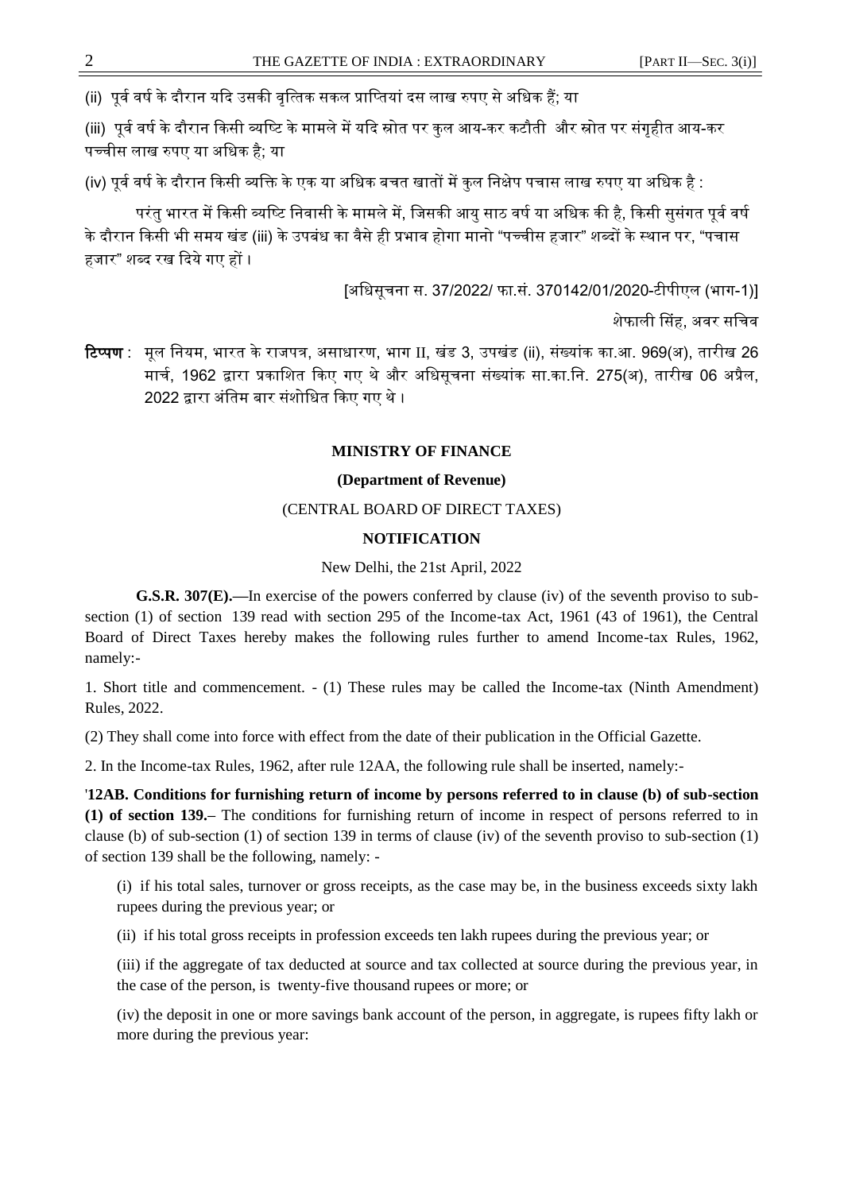(ii) पूर्व वर्ष के दौरान यदि उसकी वृत्तिक सकल प्राप्तियां दस लाख रुपए से अधिक हैं; या

(iii) पूर्व वर्ष के दौरान किसी व्यष्टि के मामले में यदि स्रोत पर कुल आय-कर कटौती और स्रोत पर संगृहीत आय-कर पच्चीस लाख रुपए या अधिक है; या

(iv) पूर्व वर्ष के दौरान किसी व्यक्ति के एक या अधिक बचत खातों में कुल निक्षेप पचास लाख रुपए या अधिक है :

परंतु भारत में किसी व्यष्टि निवासी के मामले में, जिसकी आयु साठ वर्ष या अधिक की है, किसी सुसंगत पूर्व वर्ष के दौरान किसी भी समय खंड (iii) के उपबंध का वैसे ही प्रभाव होगा मानो "पच्चीस हजार" शब्दों के स्थान पर, "पचास हजार" शब्द रख दिये गए हों।

[अधिसूचना स. 37/2022/ फा.सं. 370142/01/2020-टीपीएल (भाग-1)]

शेफाली सिंह, अवर सचिव

**टिप्पण** : मूल नियम, भारत के राजपत्र, असाधारण, भाग II, खंड 3, उपखंड (ii), संख्यांक का.आ. 969(अ), तारीख 26 मार्च, 1962 द्वारा प्रकाशित किए गए थे और अधिसूचना संख्यांक सा.का.नि. 275(अ), तारीख 06 अप्रैल, 2022 द्वारा अंतिम बार संशोधित किए गए थे।

## MINISTRY OF FINANCE

### (Department of Revenue)

(CENTRAL BOARD OF DIRECT TAXES)

### NOTIFICATION

New Delhi, the 21st April, 2022

**G.S.R. 307(E).**—In exercise of the powers conferred by clause (iv) of the seventh proviso to sub-section (1) of section 139 read with section 295 of the Income-tax Act, 1961 (43 of 1961), the Central Board of Direct Taxes hereby makes the following rules further to amend Income-tax Rules, 1962, namely:-

1. Short title and commencement. - (1) These rules may be called the Income-tax (Ninth Amendment) Rules, 2022.

(2) They shall come into force with effect from the date of their publication in the Official Gazette.

2. In the Income-tax Rules, 1962, after rule 12AA, the following rule shall be inserted, namely:-

'**12AB. Conditions for furnishing return of income by persons referred to in clause (b) of sub-section (1) of section 139.**– The conditions for furnishing return of income in respect of persons referred to in clause (b) of sub-section (1) of section 139 in terms of clause (iv) of the seventh proviso to sub-section (1) of section 139 shall be the following, namely: -

(i) if his total sales, turnover or gross receipts, as the case may be, in the business exceeds sixty lakh rupees during the previous year; or

(ii) if his total gross receipts in profession exceeds ten lakh rupees during the previous year; or

(iii) if the aggregate of tax deducted at source and tax collected at source during the previous year, in the case of the person, is twenty-five thousand rupees or more; or

(iv) the deposit in one or more savings bank account of the person, in aggregate, is rupees fifty lakh or more during the previous year: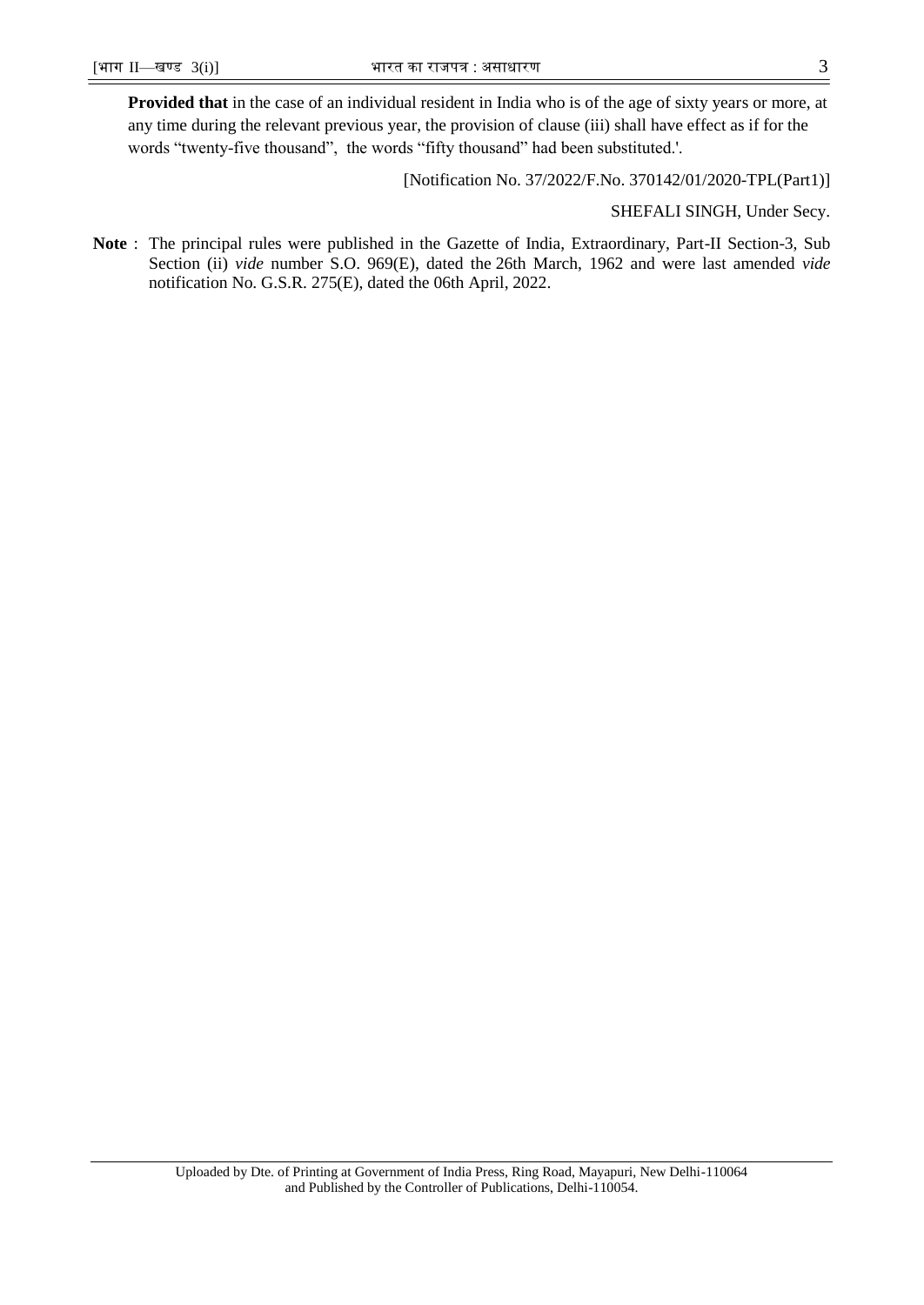**Provided that** in the case of an individual resident in India who is of the age of sixty years or more, at any time during the relevant previous year, the provision of clause (iii) shall have effect as if for the words "twenty-five thousand", the words "fifty thousand" had been substituted.'.

[Notification No. 37/2022/F.No. 370142/01/2020-TPL(Part1)]

SHEFALI SINGH, Under Secy.

**Note** : The principal rules were published in the Gazette of India, Extraordinary, Part-II Section-3, Sub Section (ii) *vide* number S.O. 969(E), dated the 26th March, 1962 and were last amended *vide* notification No. G.S.R. 275(E), dated the 06th April, 2022.

Uploaded by Dte. of Printing at Government of India Press, Ring Road, Mayapuri, New Delhi-110064 and Published by the Controller of Publications, Delhi-110054.